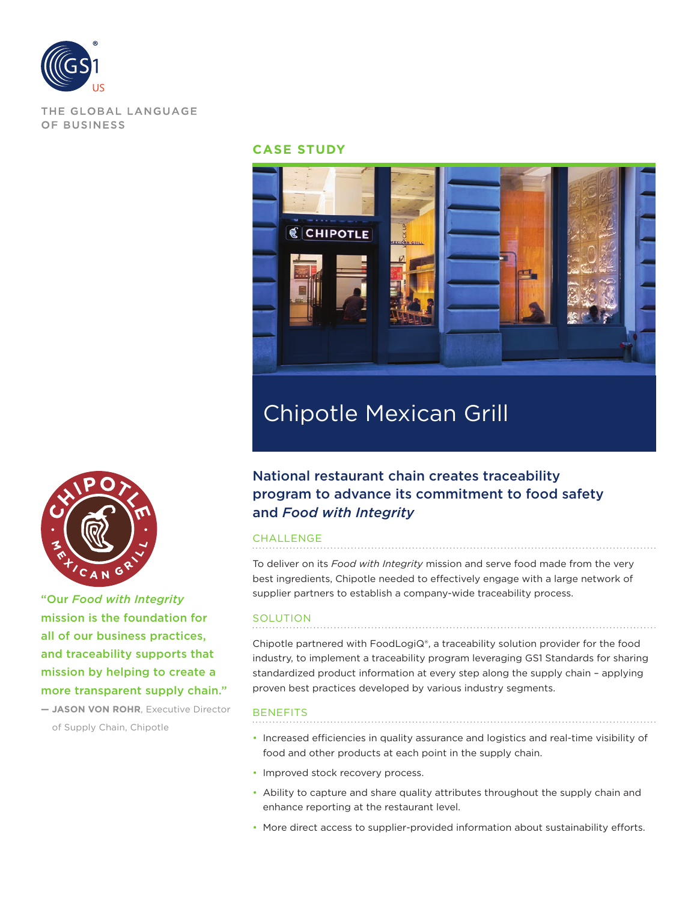THE GLOBAL LANGUAGE OF BUSINESS

**CASE STUDY**

# Chipotle Mexican Grill

## National restaurant chain creates traceability program to advance its commitment to food safety and *Food with Integrity*

"Our *Food with Integrity* mission is the foundation for all of our business practices, and traceability supports that mission by helping to create a more transparent supply chain."

— **JASON VON ROHR**, Executive Director of Supply Chain, Chipotle

### CHALLENGE

To deliver on its *Food with Integrity* mission and serve food made from the very best ingredients, Chipotle needed to effectively engage with a large network of supplier partners to establish a company-wide traceability process.

### SOLUTION

Chipotle partnered with FoodLogiQ®, a traceability solution provider for the food industry, to implement a traceability program leveraging GS1 Standards for sharing standardized product information at every step along the supply chain – applying proven best practices developed by various industry segments.

### BENEFITS

- Increased efficiencies in quality assurance and logistics and real-time visibility of food and other products at each point in the supply chain.
- Improved stock recovery process.
- Ability to capture and share quality attributes throughout the supply chain and enhance reporting at the restaurant level.
- More direct access to supplier-provided information about sustainability efforts.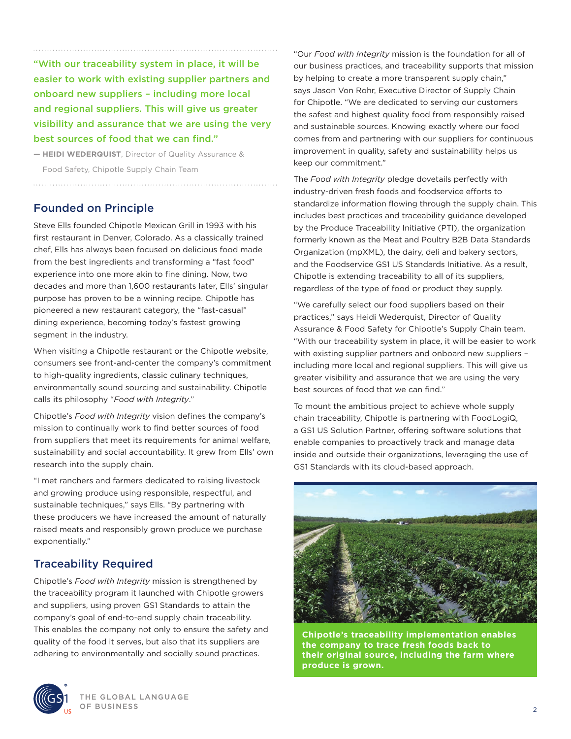> "With our traceability system in place, it will be easier to work with existing supplier partners and onboard new suppliers – including more local and regional suppliers. This will give us greater visibility and assurance that we are using the very best sources of food that we can find."
>
> — **HEIDI WEDERQUIST**, Director of Quality Assurance & Food Safety, Chipotle Supply Chain Team

## Founded on Principle

Steve Ells founded Chipotle Mexican Grill in 1993 with his first restaurant in Denver, Colorado. As a classically trained chef, Ells has always been focused on delicious food made from the best ingredients and transforming a "fast food" experience into one more akin to fine dining. Now, two decades and more than 1,600 restaurants later, Ells' singular purpose has proven to be a winning recipe. Chipotle has pioneered a new restaurant category, the "fast-casual" dining experience, becoming today's fastest growing segment in the industry.

When visiting a Chipotle restaurant or the Chipotle website, consumers see front-and-center the company's commitment to high-quality ingredients, classic culinary techniques, environmentally sound sourcing and sustainability. Chipotle calls its philosophy "*Food with Integrity*."

Chipotle's *Food with Integrity* vision defines the company's mission to continually work to find better sources of food from suppliers that meet its requirements for animal welfare, sustainability and social accountability. It grew from Ells' own research into the supply chain.

"I met ranchers and farmers dedicated to raising livestock and growing produce using responsible, respectful, and sustainable techniques," says Ells. "By partnering with these producers we have increased the amount of naturally raised meats and responsibly grown produce we purchase exponentially."

## Traceability Required

Chipotle's *Food with Integrity* mission is strengthened by the traceability program it launched with Chipotle growers and suppliers, using proven GS1 Standards to attain the company's goal of end-to-end supply chain traceability. This enables the company not only to ensure the safety and quality of the food it serves, but also that its suppliers are adhering to environmentally and socially sound practices.

"Our *Food with Integrity* mission is the foundation for all of our business practices, and traceability supports that mission by helping to create a more transparent supply chain," says Jason Von Rohr, Executive Director of Supply Chain for Chipotle. "We are dedicated to serving our customers the safest and highest quality food from responsibly raised and sustainable sources. Knowing exactly where our food comes from and partnering with our suppliers for continuous improvement in quality, safety and sustainability helps us keep our commitment."

The *Food with Integrity* pledge dovetails perfectly with industry-driven fresh foods and foodservice efforts to standardize information flowing through the supply chain. This includes best practices and traceability guidance developed by the Produce Traceability Initiative (PTI), the organization formerly known as the Meat and Poultry B2B Data Standards Organization (mpXML), the dairy, deli and bakery sectors, and the Foodservice GS1 US Standards Initiative. As a result, Chipotle is extending traceability to all of its suppliers, regardless of the type of food or product they supply.

"We carefully select our food suppliers based on their practices," says Heidi Wederquist, Director of Quality Assurance & Food Safety for Chipotle's Supply Chain team. "With our traceability system in place, it will be easier to work with existing supplier partners and onboard new suppliers – including more local and regional suppliers. This will give us greater visibility and assurance that we are using the very best sources of food that we can find."

To mount the ambitious project to achieve whole supply chain traceability, Chipotle is partnering with FoodLogiQ, a GS1 US Solution Partner, offering software solutions that enable companies to proactively track and manage data inside and outside their organizations, leveraging the use of GS1 Standards with its cloud-based approach.

**Chipotle's traceability implementation enables the company to trace fresh foods back to their original source, including the farm where produce is grown.**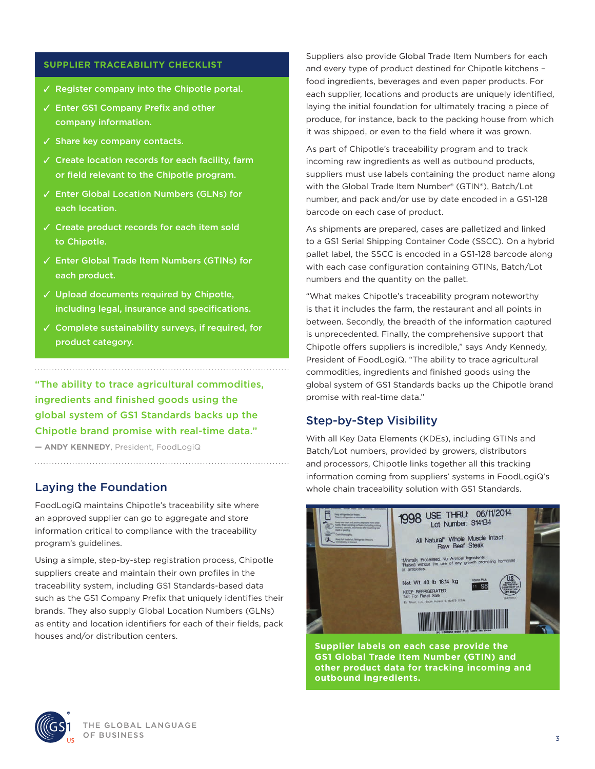**SUPPLIER TRACEABILITY CHECKLIST**

- ✓ Register company into the Chipotle portal.
- ✓ Enter GS1 Company Prefix and other company information.
- ✓ Share key company contacts.
- ✓ Create location records for each facility, farm or field relevant to the Chipotle program.
- ✓ Enter Global Location Numbers (GLNs) for each location.
- ✓ Create product records for each item sold to Chipotle.
- ✓ Enter Global Trade Item Numbers (GTINs) for each product.
- ✓ Upload documents required by Chipotle, including legal, insurance and specifications.
- ✓ Complete sustainability surveys, if required, for product category.

"The ability to trace agricultural commodities, ingredients and finished goods using the global system of GS1 Standards backs up the Chipotle brand promise with real-time data."

— **ANDY KENNEDY**, President, FoodLogiQ

## Laying the Foundation

FoodLogiQ maintains Chipotle's traceability site where an approved supplier can go to aggregate and store information critical to compliance with the traceability program's guidelines.

Using a simple, step-by-step registration process, Chipotle suppliers create and maintain their own profiles in the traceability system, including GS1 Standards-based data such as the GS1 Company Prefix that uniquely identifies their brands. They also supply Global Location Numbers (GLNs) as entity and location identifiers for each of their fields, pack houses and/or distribution centers.

Suppliers also provide Global Trade Item Numbers for each and every type of product destined for Chipotle kitchens – food ingredients, beverages and even paper products. For each supplier, locations and products are uniquely identified, laying the initial foundation for ultimately tracing a piece of produce, for instance, back to the packing house from which it was shipped, or even to the field where it was grown.

As part of Chipotle's traceability program and to track incoming raw ingredients as well as outbound products, suppliers must use labels containing the product name along with the Global Trade Item Number® (GTIN®), Batch/Lot number, and pack and/or use by date encoded in a GS1-128 barcode on each case of product.

As shipments are prepared, cases are palletized and linked to a GS1 Serial Shipping Container Code (SSCC). On a hybrid pallet label, the SSCC is encoded in a GS1-128 barcode along with each case configuration containing GTINs, Batch/Lot numbers and the quantity on the pallet.

"What makes Chipotle's traceability program noteworthy is that it includes the farm, the restaurant and all points in between. Secondly, the breadth of the information captured is unprecedented. Finally, the comprehensive support that Chipotle offers suppliers is incredible," says Andy Kennedy, President of FoodLogiQ. "The ability to trace agricultural commodities, ingredients and finished goods using the global system of GS1 Standards backs up the Chipotle brand promise with real-time data."

## Step-by-Step Visibility

With all Key Data Elements (KDEs), including GTINs and Batch/Lot numbers, provided by growers, distributors and processors, Chipotle links together all this tracking information coming from suppliers' systems in FoodLogiQ's whole chain traceability solution with GS1 Standards.

**Supplier labels on each case provide the GS1 Global Trade Item Number (GTIN) and other product data for tracking incoming and outbound ingredients.**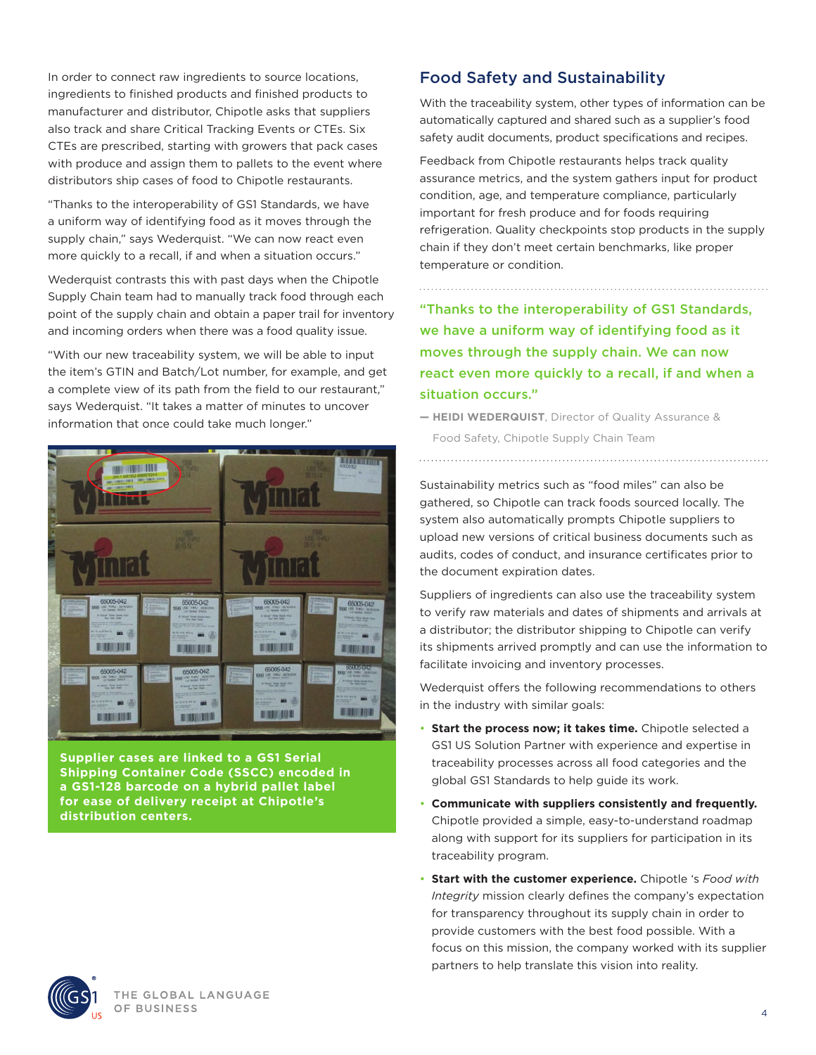In order to connect raw ingredients to source locations, ingredients to finished products and finished products to manufacturer and distributor, Chipotle asks that suppliers also track and share Critical Tracking Events or CTEs. Six CTEs are prescribed, starting with growers that pack cases with produce and assign them to pallets to the event where distributors ship cases of food to Chipotle restaurants.

"Thanks to the interoperability of GS1 Standards, we have a uniform way of identifying food as it moves through the supply chain," says Wederquist. "We can now react even more quickly to a recall, if and when a situation occurs."

Wederquist contrasts this with past days when the Chipotle Supply Chain team had to manually track food through each point of the supply chain and obtain a paper trail for inventory and incoming orders when there was a food quality issue.

"With our new traceability system, we will be able to input the item's GTIN and Batch/Lot number, for example, and get a complete view of its path from the field to our restaurant," says Wederquist. "It takes a matter of minutes to uncover information that once could take much longer."

**Supplier cases are linked to a GS1 Serial Shipping Container Code (SSCC) encoded in a GS1-128 barcode on a hybrid pallet label for ease of delivery receipt at Chipotle's distribution centers.**

## Food Safety and Sustainability

With the traceability system, other types of information can be automatically captured and shared such as a supplier's food safety audit documents, product specifications and recipes.

Feedback from Chipotle restaurants helps track quality assurance metrics, and the system gathers input for product condition, age, and temperature compliance, particularly important for fresh produce and for foods requiring refrigeration. Quality checkpoints stop products in the supply chain if they don't meet certain benchmarks, like proper temperature or condition.

> **"Thanks to the interoperability of GS1 Standards, we have a uniform way of identifying food as it moves through the supply chain. We can now react even more quickly to a recall, if and when a situation occurs."**
>
> — **HEIDI WEDERQUIST**, Director of Quality Assurance & Food Safety, Chipotle Supply Chain Team

Sustainability metrics such as "food miles" can also be gathered, so Chipotle can track foods sourced locally. The system also automatically prompts Chipotle suppliers to upload new versions of critical business documents such as audits, codes of conduct, and insurance certificates prior to the document expiration dates.

Suppliers of ingredients can also use the traceability system to verify raw materials and dates of shipments and arrivals at a distributor; the distributor shipping to Chipotle can verify its shipments arrived promptly and can use the information to facilitate invoicing and inventory processes.

Wederquist offers the following recommendations to others in the industry with similar goals:

- **Start the process now; it takes time.** Chipotle selected a GS1 US Solution Partner with experience and expertise in traceability processes across all food categories and the global GS1 Standards to help guide its work.
- **Communicate with suppliers consistently and frequently.** Chipotle provided a simple, easy-to-understand roadmap along with support for its suppliers for participation in its traceability program.
- **Start with the customer experience.** Chipotle 's *Food with Integrity* mission clearly defines the company's expectation for transparency throughout its supply chain in order to provide customers with the best food possible. With a focus on this mission, the company worked with its supplier partners to help translate this vision into reality.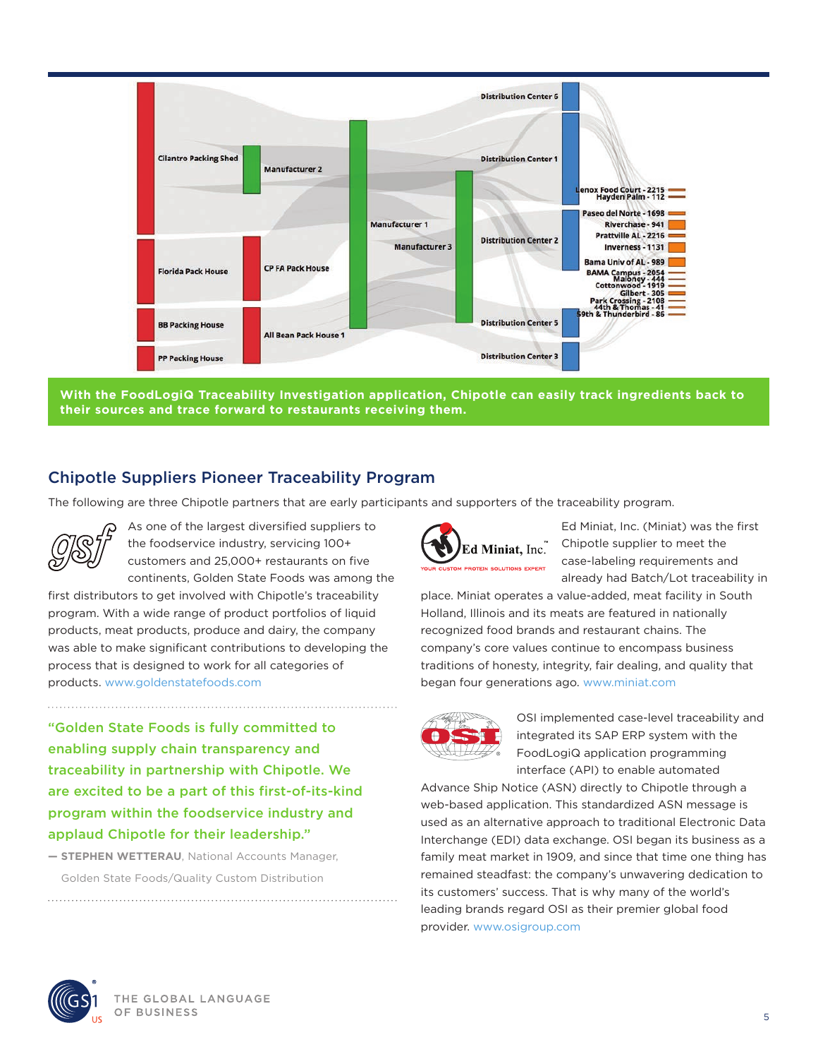With the FoodLogiQ Traceability Investigation application, Chipotle can easily track ingredients back to their sources and trace forward to restaurants receiving them.

## Chipotle Suppliers Pioneer Traceability Program

The following are three Chipotle partners that are early participants and supporters of the traceability program.

As one of the largest diversified suppliers to the foodservice industry, servicing 100+ customers and 25,000+ restaurants on five continents, Golden State Foods was among the first distributors to get involved with Chipotle's traceability program. With a wide range of product portfolios of liquid products, meat products, produce and dairy, the company was able to make significant contributions to developing the process that is designed to work for all categories of products. www.goldenstatefoods.com

> "Golden State Foods is fully committed to enabling supply chain transparency and traceability in partnership with Chipotle. We are excited to be a part of this first-of-its-kind program within the foodservice industry and applaud Chipotle for their leadership."
>
> — **STEPHEN WETTERAU**, National Accounts Manager, Golden State Foods/Quality Custom Distribution

Ed Miniat, Inc. (Miniat) was the first Chipotle supplier to meet the case-labeling requirements and already had Batch/Lot traceability in place. Miniat operates a value-added, meat facility in South Holland, Illinois and its meats are featured in nationally recognized food brands and restaurant chains. The company's core values continue to encompass business traditions of honesty, integrity, fair dealing, and quality that began four generations ago. www.miniat.com

OSI implemented case-level traceability and integrated its SAP ERP system with the FoodLogiQ application programming interface (API) to enable automated Advance Ship Notice (ASN) directly to Chipotle through a web-based application. This standardized ASN message is used as an alternative approach to traditional Electronic Data Interchange (EDI) data exchange. OSI began its business as a family meat market in 1909, and since that time one thing has remained steadfast: the company's unwavering dedication to its customers' success. That is why many of the world's leading brands regard OSI as their premier global food provider. www.osigroup.com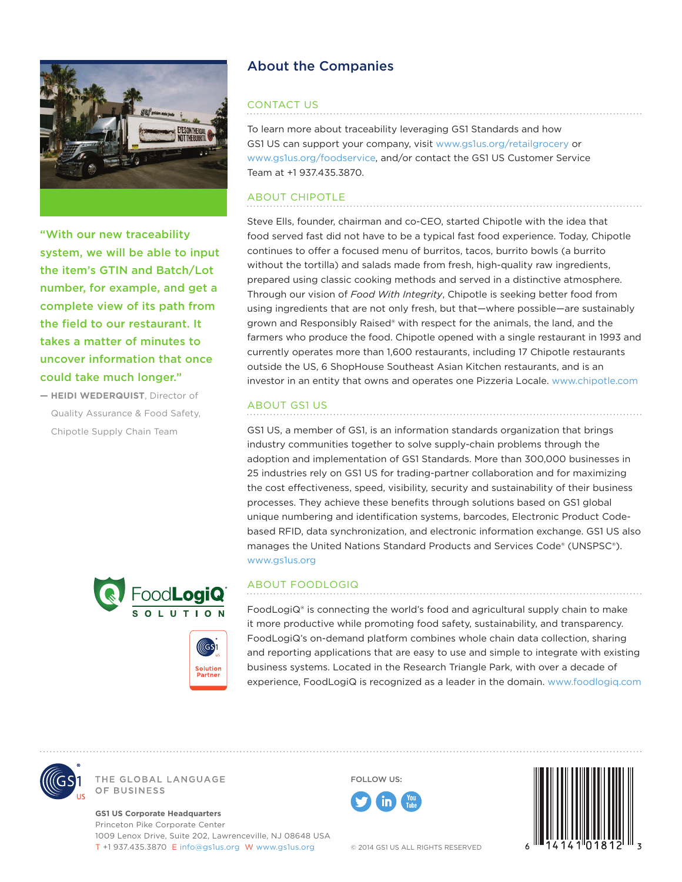> "With our new traceability system, we will be able to input the item's GTIN and Batch/Lot number, for example, and get a complete view of its path from the field to our restaurant. It takes a matter of minutes to uncover information that once could take much longer."
>
> — **HEIDI WEDERQUIST**, Director of Quality Assurance & Food Safety, Chipotle Supply Chain Team

## About the Companies

### CONTACT US

To learn more about traceability leveraging GS1 Standards and how GS1 US can support your company, visit www.gs1us.org/retailgrocery or www.gs1us.org/foodservice, and/or contact the GS1 US Customer Service Team at +1 937.435.3870.

### ABOUT CHIPOTLE

Steve Ells, founder, chairman and co-CEO, started Chipotle with the idea that food served fast did not have to be a typical fast food experience. Today, Chipotle continues to offer a focused menu of burritos, tacos, burrito bowls (a burrito without the tortilla) and salads made from fresh, high-quality raw ingredients, prepared using classic cooking methods and served in a distinctive atmosphere. Through our vision of *Food With Integrity*, Chipotle is seeking better food from using ingredients that are not only fresh, but that—where possible—are sustainably grown and Responsibly Raised® with respect for the animals, the land, and the farmers who produce the food. Chipotle opened with a single restaurant in 1993 and currently operates more than 1,600 restaurants, including 17 Chipotle restaurants outside the US, 6 ShopHouse Southeast Asian Kitchen restaurants, and is an investor in an entity that owns and operates one Pizzeria Locale. www.chipotle.com

### ABOUT GS1 US

GS1 US, a member of GS1, is an information standards organization that brings industry communities together to solve supply-chain problems through the adoption and implementation of GS1 Standards. More than 300,000 businesses in 25 industries rely on GS1 US for trading-partner collaboration and for maximizing the cost effectiveness, speed, visibility, security and sustainability of their business processes. They achieve these benefits through solutions based on GS1 global unique numbering and identification systems, barcodes, Electronic Product Code-based RFID, data synchronization, and electronic information exchange. GS1 US also manages the United Nations Standard Products and Services Code® (UNSPSC®). www.gs1us.org

### ABOUT FOODLOGIQ

FoodLogiQ® is connecting the world's food and agricultural supply chain to make it more productive while promoting food safety, sustainability, and transparency. FoodLogiQ's on-demand platform combines whole chain data collection, sharing and reporting applications that are easy to use and simple to integrate with existing business systems. Located in the Research Triangle Park, with over a decade of experience, FoodLogiQ is recognized as a leader in the domain. www.foodlogiq.com

FoodLogiQ SOLUTION

GS1 US Solution Partner

---

THE GLOBAL LANGUAGE OF BUSINESS

**GS1 US Corporate Headquarters**
Princeton Pike Corporate Center
1009 Lenox Drive, Suite 202, Lawrenceville, NJ 08648 USA
T +1 937.435.3870 E info@gs1us.org W www.gs1us.org

FOLLOW US:

© 2014 GS1 US ALL RIGHTS RESERVED

6 14141 01812 3